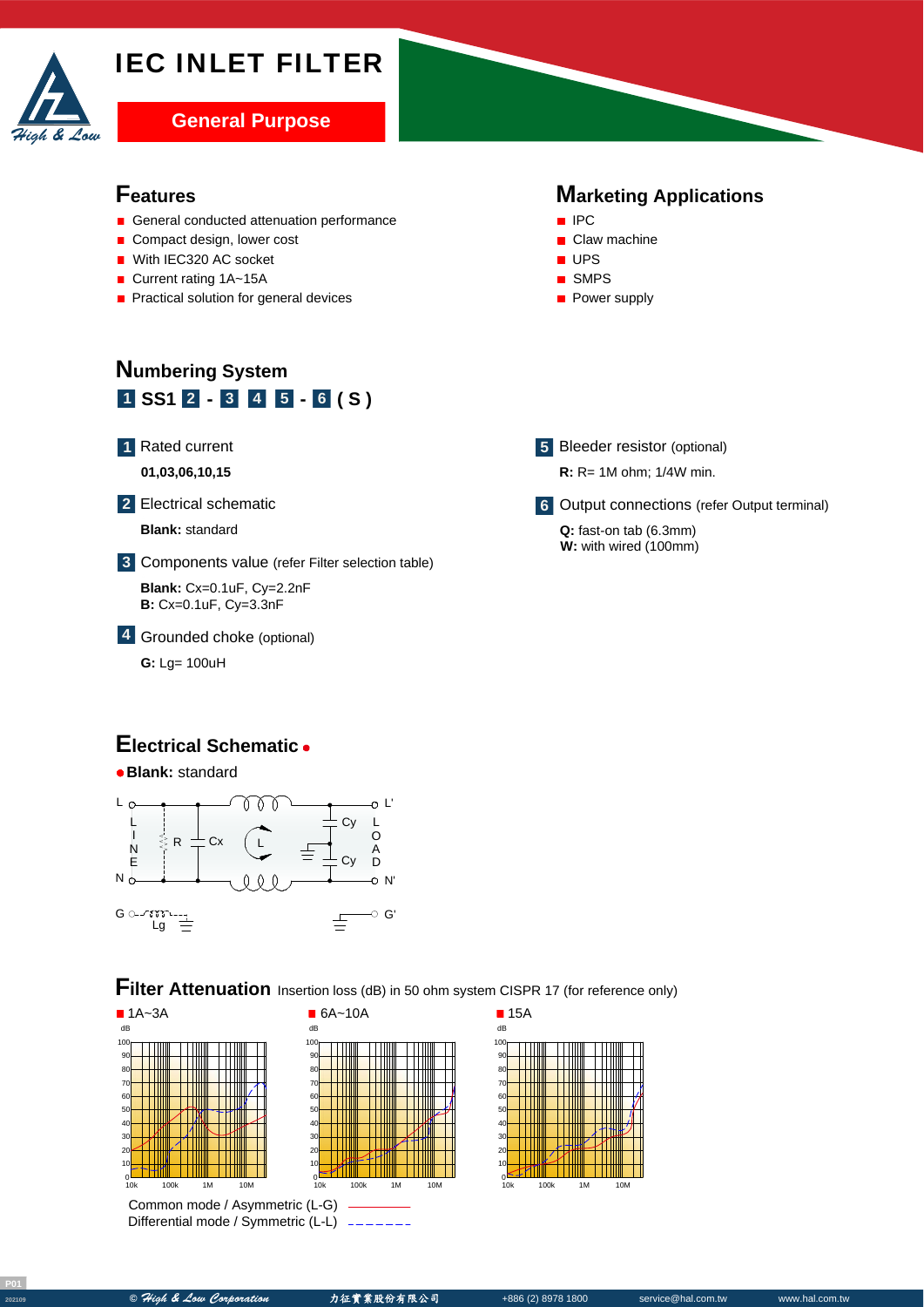# IEC INLET FILTER

**General Purpose**

## Features

- General conducted attenuation performance
- Compact design, lower cost
- With IEC320 AC socket
- Current rating 1A~15A
- Practical solution for general devices

## Marketing Applications

- IPC
- Claw machine
- UPS
- SMPS
- Power supply

## Numbering System

**1 SS1 2 - 3 4 5 - 6 ( S )**

**1** Rated current

**01,03,06,10,15**

**2** Electrical schematic

**Blank:** standard

**3** Components value (refer Filter selection table)

**Blank:** Cx=0.1uF, Cy=2.2nF
**B:** Cx=0.1uF, Cy=3.3nF

**4** Grounded choke (optional)

**G:** Lg= 100uH

**5** Bleeder resistor (optional)

**R:** R= 1M ohm; 1/4W min.

**6** Output connections (refer Output terminal)

**Q:** fast-on tab (6.3mm)
**W:** with wired (100mm)

## Electrical Schematic

- **Blank:** standard

## Filter Attenuation

Insertion loss (dB) in 50 ohm system CISPR 17 (for reference only)

- 1A~3A
- 6A~10A
- 15A

Common mode / Asymmetric (L-G) ————

Differential mode / Symmetric (L-L) – – – – – –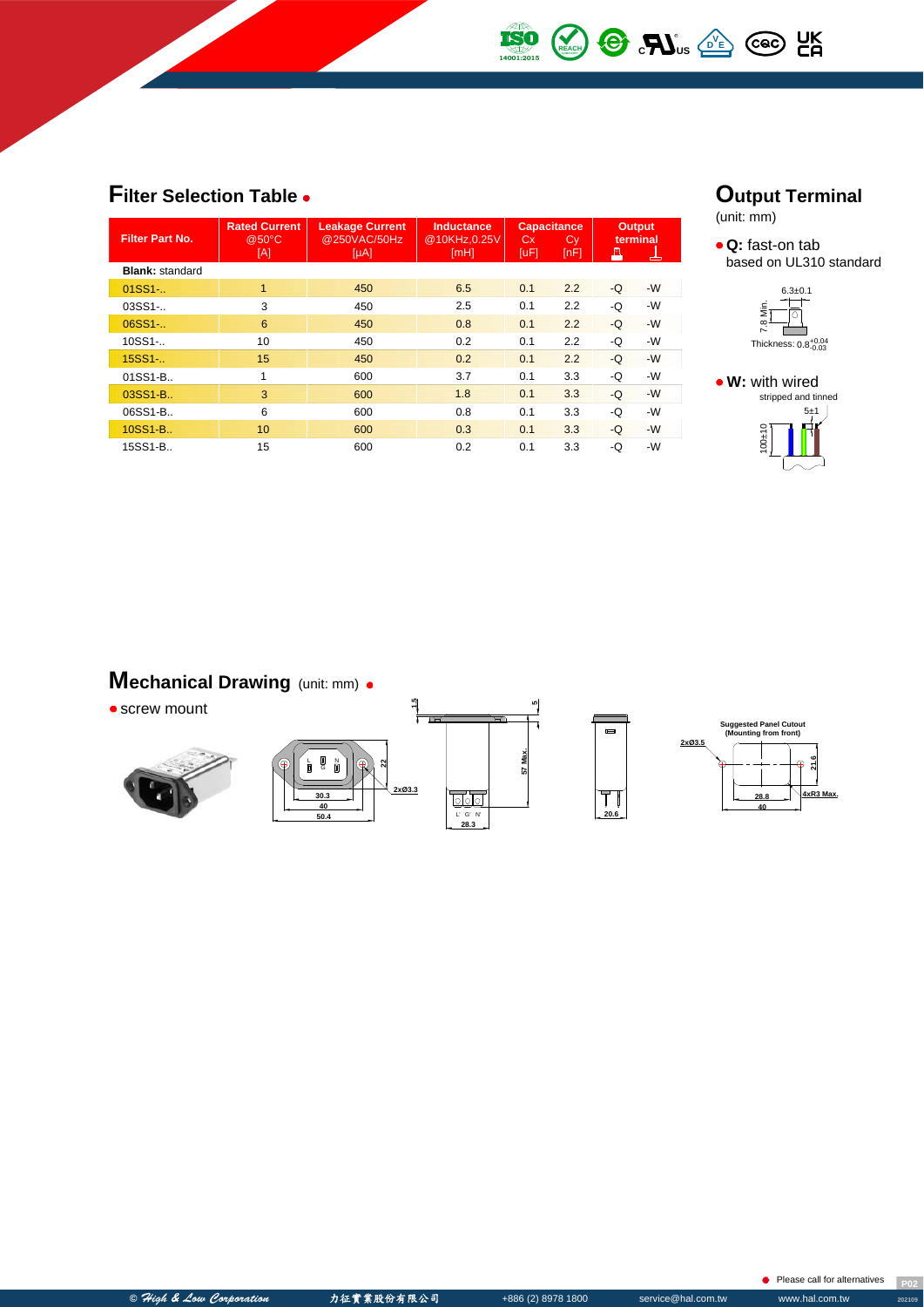## Filter Selection Table

| Filter Part No. | Rated Current @50°C [A] | Leakage Current @250VAC/50Hz [µA] | Inductance @10KHz,0.25V [mH] | Capacitance Cx [uF] | Cy [nF] | Output terminal | |
|---|---|---|---|---|---|---|---|
| **Blank:** standard | | | | | | | |
| 01SS1-.. | 1 | 450 | 6.5 | 0.1 | 2.2 | -Q | -W |
| 03SS1-.. | 3 | 450 | 2.5 | 0.1 | 2.2 | -Q | -W |
| 06SS1-.. | 6 | 450 | 0.8 | 0.1 | 2.2 | -Q | -W |
| 10SS1-.. | 10 | 450 | 0.2 | 0.1 | 2.2 | -Q | -W |
| 15SS1-.. | 15 | 450 | 0.2 | 0.1 | 2.2 | -Q | -W |
| 01SS1-B.. | 1 | 600 | 3.7 | 0.1 | 3.3 | -Q | -W |
| 03SS1-B.. | 3 | 600 | 1.8 | 0.1 | 3.3 | -Q | -W |
| 06SS1-B.. | 6 | 600 | 0.8 | 0.1 | 3.3 | -Q | -W |
| 10SS1-B.. | 10 | 600 | 0.3 | 0.1 | 3.3 | -Q | -W |
| 15SS1-B.. | 15 | 600 | 0.2 | 0.1 | 3.3 | -Q | -W |

## Output Terminal

(unit: mm)

- **Q:** fast-on tab based on UL310 standard

6.3±0.1
7.8 Min.
Thickness: $0.8^{+0.04}_{-0.03}$

- **W:** with wired

stripped and tinned
5±1
100±10

## Mechanical Drawing (unit: mm)

- screw mount

30.3
40
50.4
22
2xØ3.3
1.5
5
57 Max.
L G N
28.3
20.6

Suggested Panel Cutout (Mounting from front)
2xØ3.5
21.6
28.8
40
4xR3 Max.

Please call for alternatives